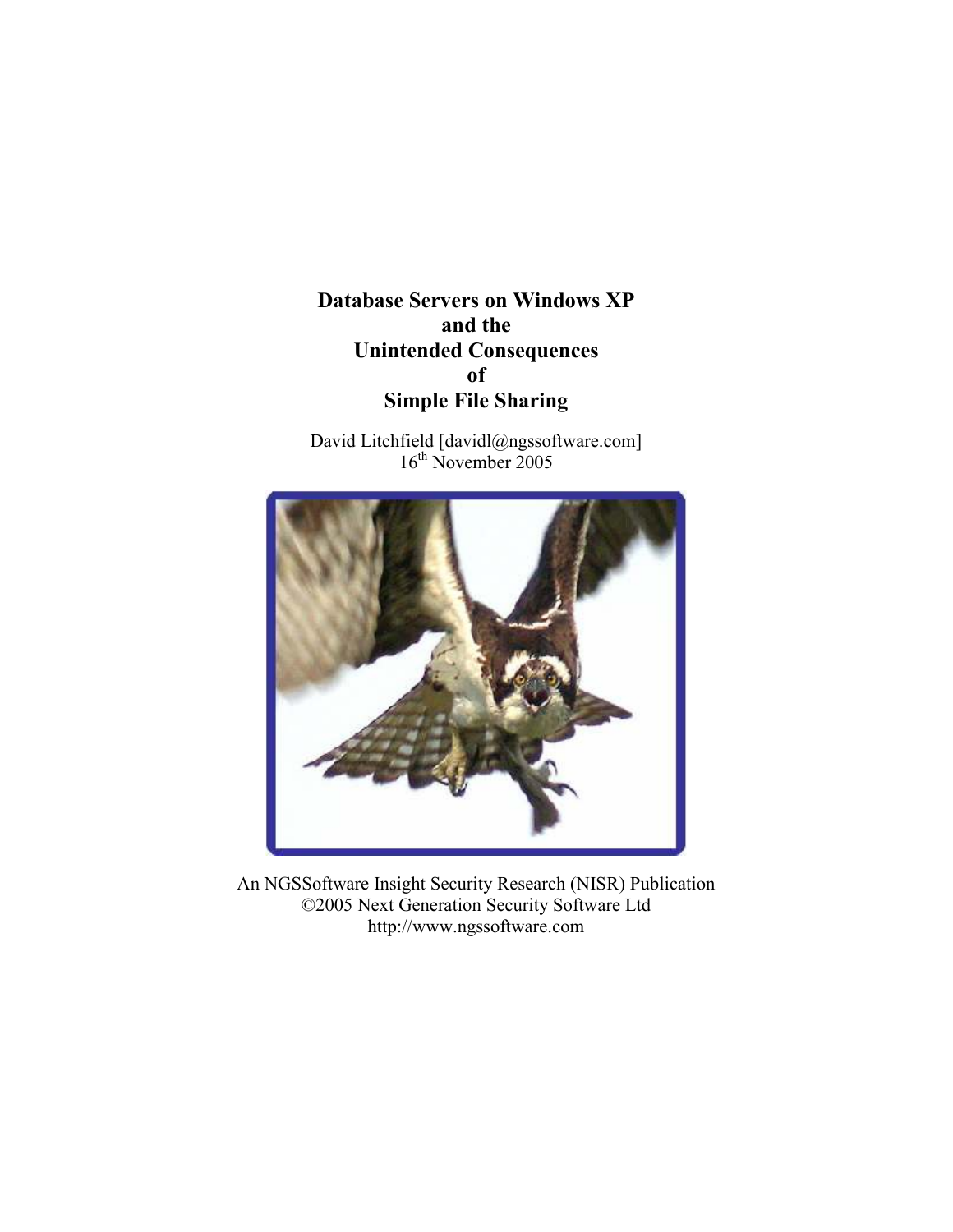# Database Servers on Windows XP and the Unintended Consequences of Simple File Sharing

David Litchfield [davidl@ngssoftware.com]
16th November 2005

An NGSSoftware Insight Security Research (NISR) Publication
©2005 Next Generation Security Software Ltd
http://www.ngssoftware.com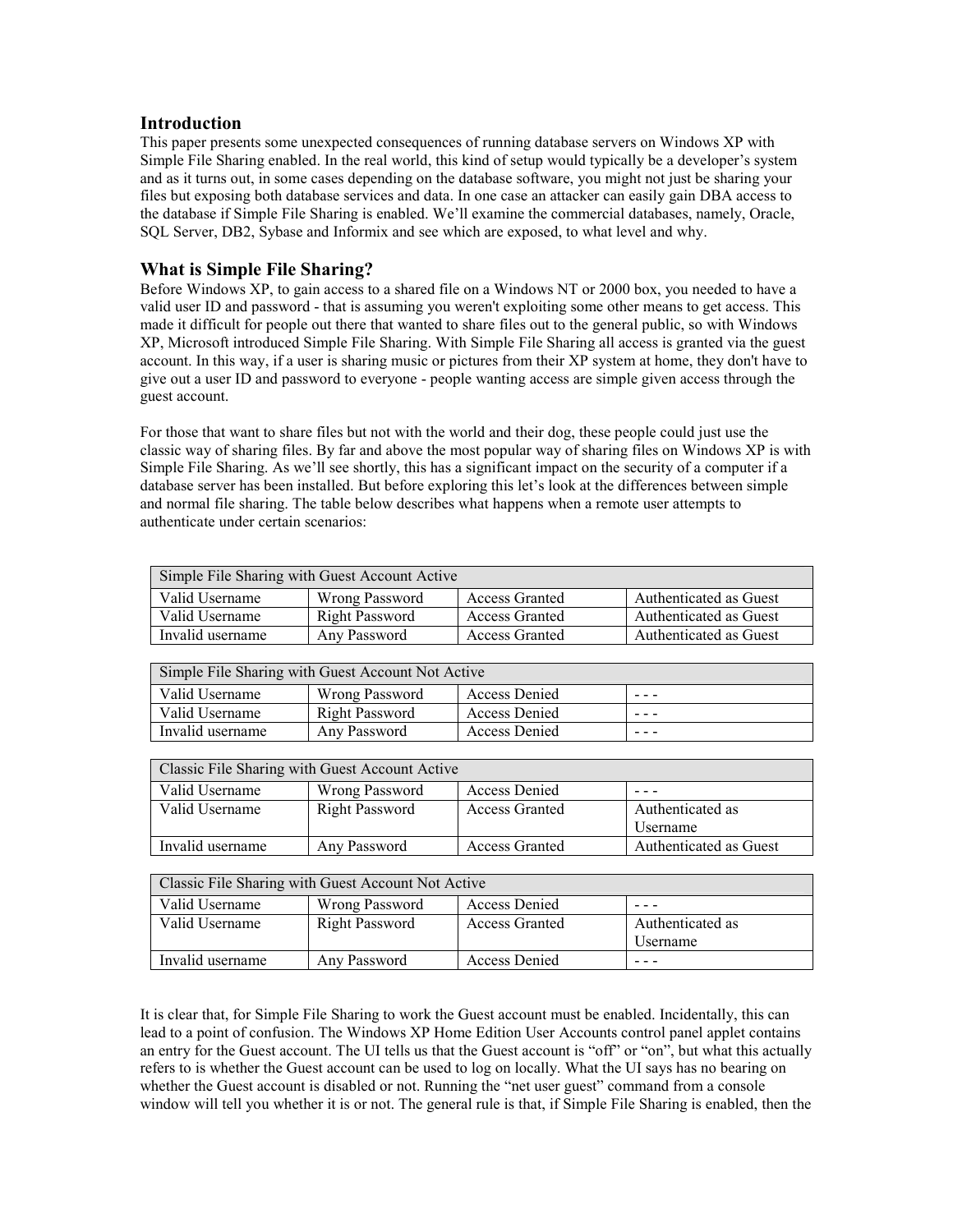## Introduction

This paper presents some unexpected consequences of running database servers on Windows XP with Simple File Sharing enabled. In the real world, this kind of setup would typically be a developer's system and as it turns out, in some cases depending on the database software, you might not just be sharing your files but exposing both database services and data. In one case an attacker can easily gain DBA access to the database if Simple File Sharing is enabled. We'll examine the commercial databases, namely, Oracle, SQL Server, DB2, Sybase and Informix and see which are exposed, to what level and why.

## What is Simple File Sharing?

Before Windows XP, to gain access to a shared file on a Windows NT or 2000 box, you needed to have a valid user ID and password - that is assuming you weren't exploiting some other means to get access. This made it difficult for people out there that wanted to share files out to the general public, so with Windows XP, Microsoft introduced Simple File Sharing. With Simple File Sharing all access is granted via the guest account. In this way, if a user is sharing music or pictures from their XP system at home, they don't have to give out a user ID and password to everyone - people wanting access are simple given access through the guest account.

For those that want to share files but not with the world and their dog, these people could just use the classic way of sharing files. By far and above the most popular way of sharing files on Windows XP is with Simple File Sharing. As we'll see shortly, this has a significant impact on the security of a computer if a database server has been installed. But before exploring this let's look at the differences between simple and normal file sharing. The table below describes what happens when a remote user attempts to authenticate under certain scenarios:

| Simple File Sharing with Guest Account Active | | | |
|---|---|---|---|
| Valid Username | Wrong Password | Access Granted | Authenticated as Guest |
| Valid Username | Right Password | Access Granted | Authenticated as Guest |
| Invalid username | Any Password | Access Granted | Authenticated as Guest |

| Simple File Sharing with Guest Account Not Active | | | |
|---|---|---|---|
| Valid Username | Wrong Password | Access Denied | - - - |
| Valid Username | Right Password | Access Denied | - - - |
| Invalid username | Any Password | Access Denied | - - - |

| Classic File Sharing with Guest Account Active | | | |
|---|---|---|---|
| Valid Username | Wrong Password | Access Denied | - - - |
| Valid Username | Right Password | Access Granted | Authenticated as Username |
| Invalid username | Any Password | Access Granted | Authenticated as Guest |

| Classic File Sharing with Guest Account Not Active | | | |
|---|---|---|---|
| Valid Username | Wrong Password | Access Denied | - - - |
| Valid Username | Right Password | Access Granted | Authenticated as Username |
| Invalid username | Any Password | Access Denied | - - - |

It is clear that, for Simple File Sharing to work the Guest account must be enabled. Incidentally, this can lead to a point of confusion. The Windows XP Home Edition User Accounts control panel applet contains an entry for the Guest account. The UI tells us that the Guest account is "off" or "on", but what this actually refers to is whether the Guest account can be used to log on locally. What the UI says has no bearing on whether the Guest account is disabled or not. Running the "net user guest" command from a console window will tell you whether it is or not. The general rule is that, if Simple File Sharing is enabled, then the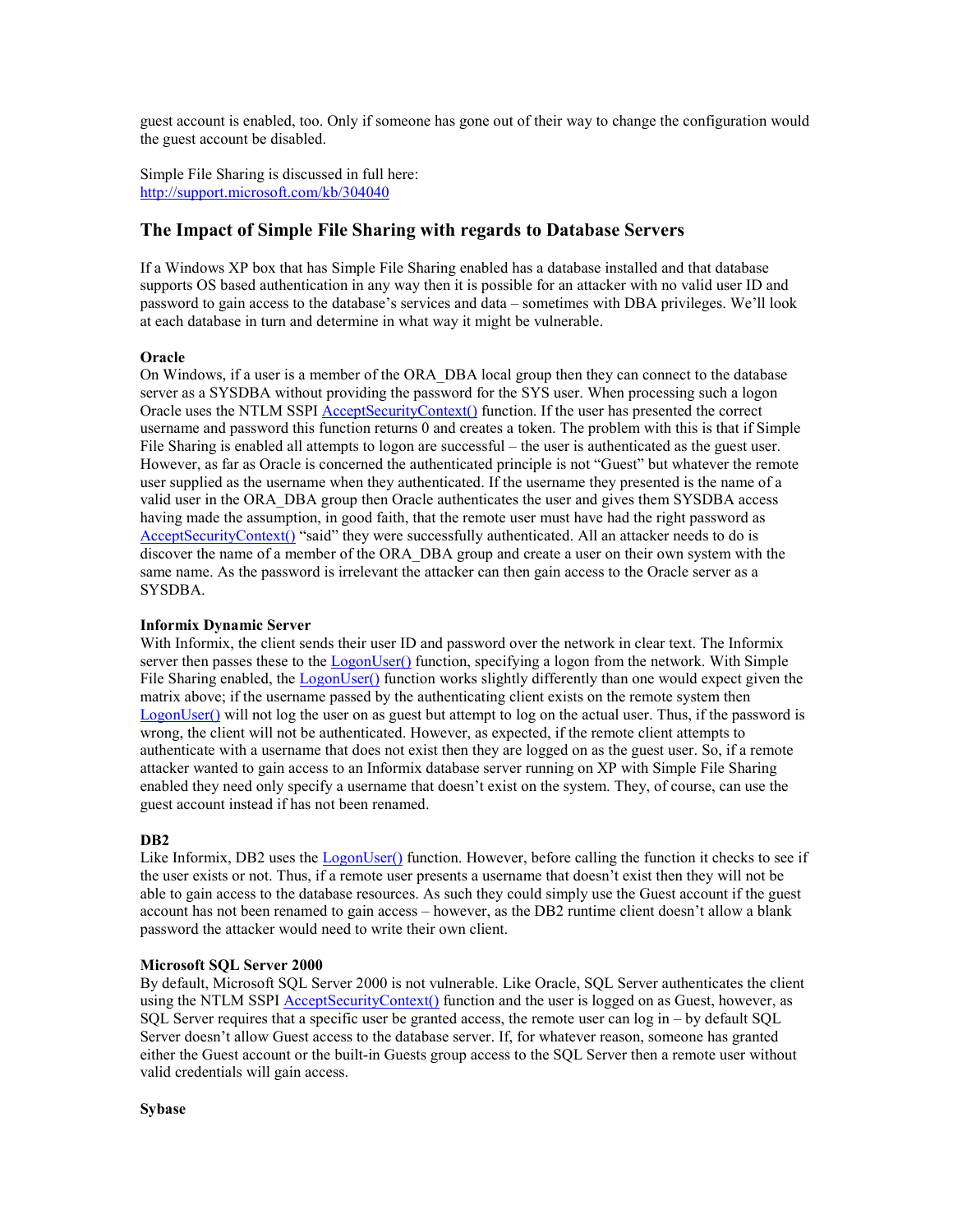guest account is enabled, too. Only if someone has gone out of their way to change the configuration would the guest account be disabled.

Simple File Sharing is discussed in full here:
http://support.microsoft.com/kb/304040

## The Impact of Simple File Sharing with regards to Database Servers

If a Windows XP box that has Simple File Sharing enabled has a database installed and that database supports OS based authentication in any way then it is possible for an attacker with no valid user ID and password to gain access to the database's services and data – sometimes with DBA privileges. We'll look at each database in turn and determine in what way it might be vulnerable.

**Oracle**

On Windows, if a user is a member of the ORA_DBA local group then they can connect to the database server as a SYSDBA without providing the password for the SYS user. When processing such a logon Oracle uses the NTLM SSPI AcceptSecurityContext() function. If the user has presented the correct username and password this function returns 0 and creates a token. The problem with this is that if Simple File Sharing is enabled all attempts to logon are successful – the user is authenticated as the guest user. However, as far as Oracle is concerned the authenticated principle is not "Guest" but whatever the remote user supplied as the username when they authenticated. If the username they presented is the name of a valid user in the ORA_DBA group then Oracle authenticates the user and gives them SYSDBA access having made the assumption, in good faith, that the remote user must have had the right password as AcceptSecurityContext() "said" they were successfully authenticated. All an attacker needs to do is discover the name of a member of the ORA_DBA group and create a user on their own system with the same name. As the password is irrelevant the attacker can then gain access to the Oracle server as a SYSDBA.

**Informix Dynamic Server**

With Informix, the client sends their user ID and password over the network in clear text. The Informix server then passes these to the LogonUser() function, specifying a logon from the network. With Simple File Sharing enabled, the LogonUser() function works slightly differently than one would expect given the matrix above; if the username passed by the authenticating client exists on the remote system then LogonUser() will not log the user on as guest but attempt to log on the actual user. Thus, if the password is wrong, the client will not be authenticated. However, as expected, if the remote client attempts to authenticate with a username that does not exist then they are logged on as the guest user. So, if a remote attacker wanted to gain access to an Informix database server running on XP with Simple File Sharing enabled they need only specify a username that doesn't exist on the system. They, of course, can use the guest account instead if has not been renamed.

**DB2**

Like Informix, DB2 uses the LogonUser() function. However, before calling the function it checks to see if the user exists or not. Thus, if a remote user presents a username that doesn't exist then they will not be able to gain access to the database resources. As such they could simply use the Guest account if the guest account has not been renamed to gain access – however, as the DB2 runtime client doesn't allow a blank password the attacker would need to write their own client.

**Microsoft SQL Server 2000**

By default, Microsoft SQL Server 2000 is not vulnerable. Like Oracle, SQL Server authenticates the client using the NTLM SSPI AcceptSecurityContext() function and the user is logged on as Guest, however, as SQL Server requires that a specific user be granted access, the remote user can log in – by default SQL Server doesn't allow Guest access to the database server. If, for whatever reason, someone has granted either the Guest account or the built-in Guests group access to the SQL Server then a remote user without valid credentials will gain access.

**Sybase**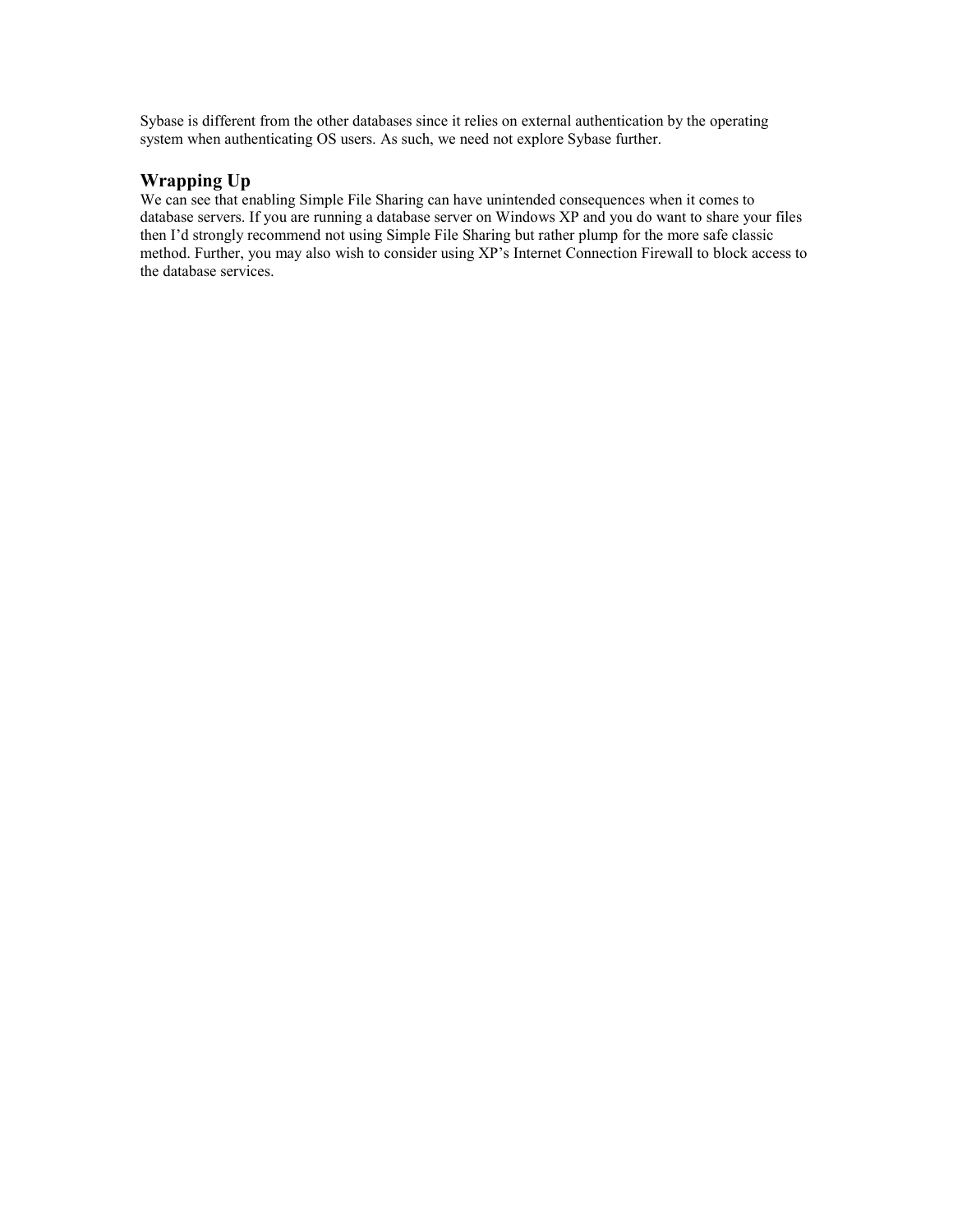Sybase is different from the other databases since it relies on external authentication by the operating system when authenticating OS users. As such, we need not explore Sybase further.

## Wrapping Up

We can see that enabling Simple File Sharing can have unintended consequences when it comes to database servers. If you are running a database server on Windows XP and you do want to share your files then I'd strongly recommend not using Simple File Sharing but rather plump for the more safe classic method. Further, you may also wish to consider using XP's Internet Connection Firewall to block access to the database services.